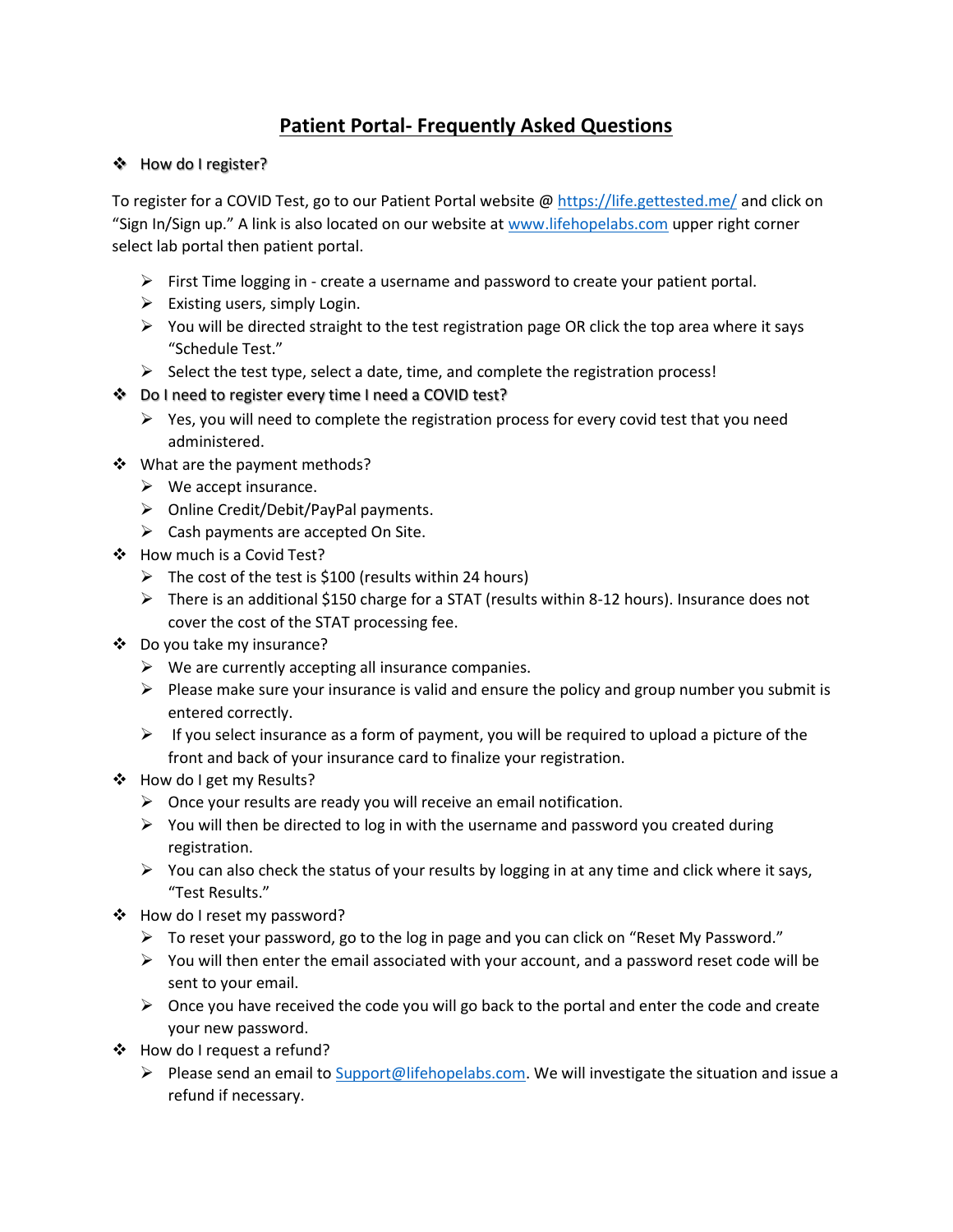# Patient Portal- Frequently Asked Questions

- How do I register?

To register for a COVID Test, go to our Patient Portal website @ https://life.gettested.me/ and click on "Sign In/Sign up." A link is also located on our website at www.lifehopelabs.com upper right corner select lab portal then patient portal.

  - First Time logging in - create a username and password to create your patient portal.
  - Existing users, simply Login.
  - You will be directed straight to the test registration page OR click the top area where it says "Schedule Test."
  - Select the test type, select a date, time, and complete the registration process!

- Do I need to register every time I need a COVID test?
  - Yes, you will need to complete the registration process for every covid test that you need administered.
- What are the payment methods?
  - We accept insurance.
  - Online Credit/Debit/PayPal payments.
  - Cash payments are accepted On Site.
- How much is a Covid Test?
  - The cost of the test is $100 (results within 24 hours)
  - There is an additional $150 charge for a STAT (results within 8-12 hours). Insurance does not cover the cost of the STAT processing fee.
- Do you take my insurance?
  - We are currently accepting all insurance companies.
  - Please make sure your insurance is valid and ensure the policy and group number you submit is entered correctly.
  - If you select insurance as a form of payment, you will be required to upload a picture of the front and back of your insurance card to finalize your registration.
- How do I get my Results?
  - Once your results are ready you will receive an email notification.
  - You will then be directed to log in with the username and password you created during registration.
  - You can also check the status of your results by logging in at any time and click where it says, "Test Results."
- How do I reset my password?
  - To reset your password, go to the log in page and you can click on "Reset My Password."
  - You will then enter the email associated with your account, and a password reset code will be sent to your email.
  - Once you have received the code you will go back to the portal and enter the code and create your new password.
- How do I request a refund?
  - Please send an email to Support@lifehopelabs.com. We will investigate the situation and issue a refund if necessary.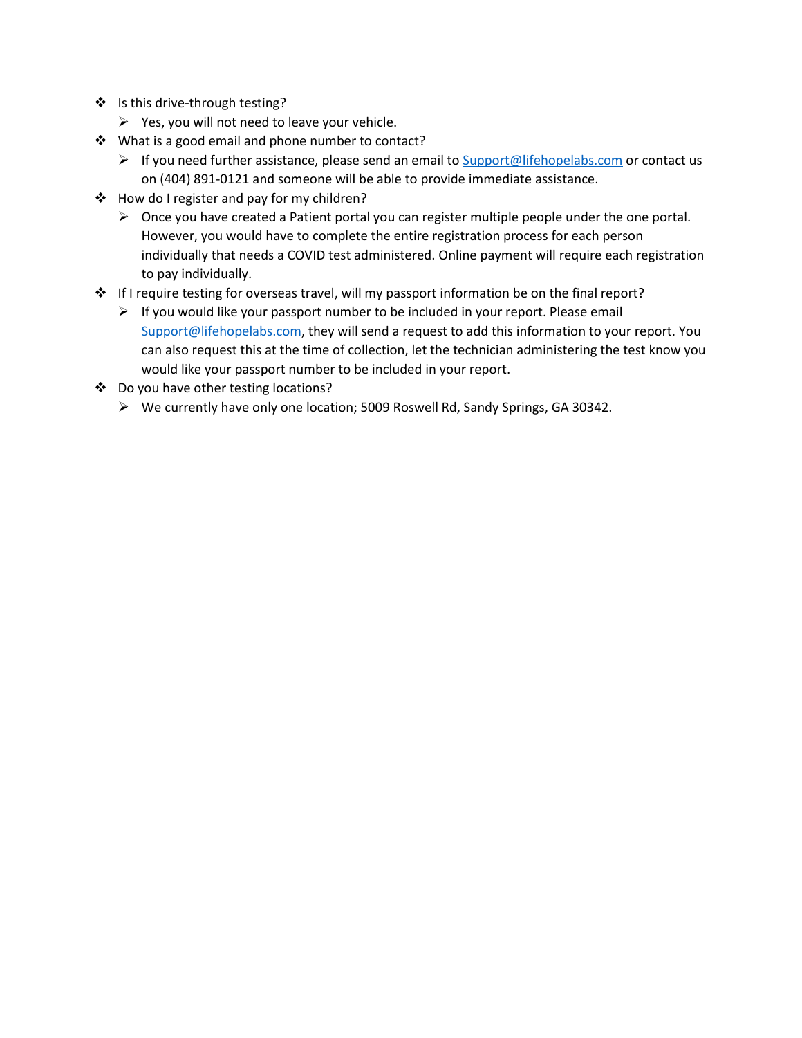- Is this drive-through testing?
  - Yes, you will not need to leave your vehicle.
- What is a good email and phone number to contact?
  - If you need further assistance, please send an email to Support@lifehopelabs.com or contact us on (404) 891-0121 and someone will be able to provide immediate assistance.
- How do I register and pay for my children?
  - Once you have created a Patient portal you can register multiple people under the one portal. However, you would have to complete the entire registration process for each person individually that needs a COVID test administered. Online payment will require each registration to pay individually.
- If I require testing for overseas travel, will my passport information be on the final report?
  - If you would like your passport number to be included in your report. Please email Support@lifehopelabs.com, they will send a request to add this information to your report. You can also request this at the time of collection, let the technician administering the test know you would like your passport number to be included in your report.
- Do you have other testing locations?
  - We currently have only one location; 5009 Roswell Rd, Sandy Springs, GA 30342.